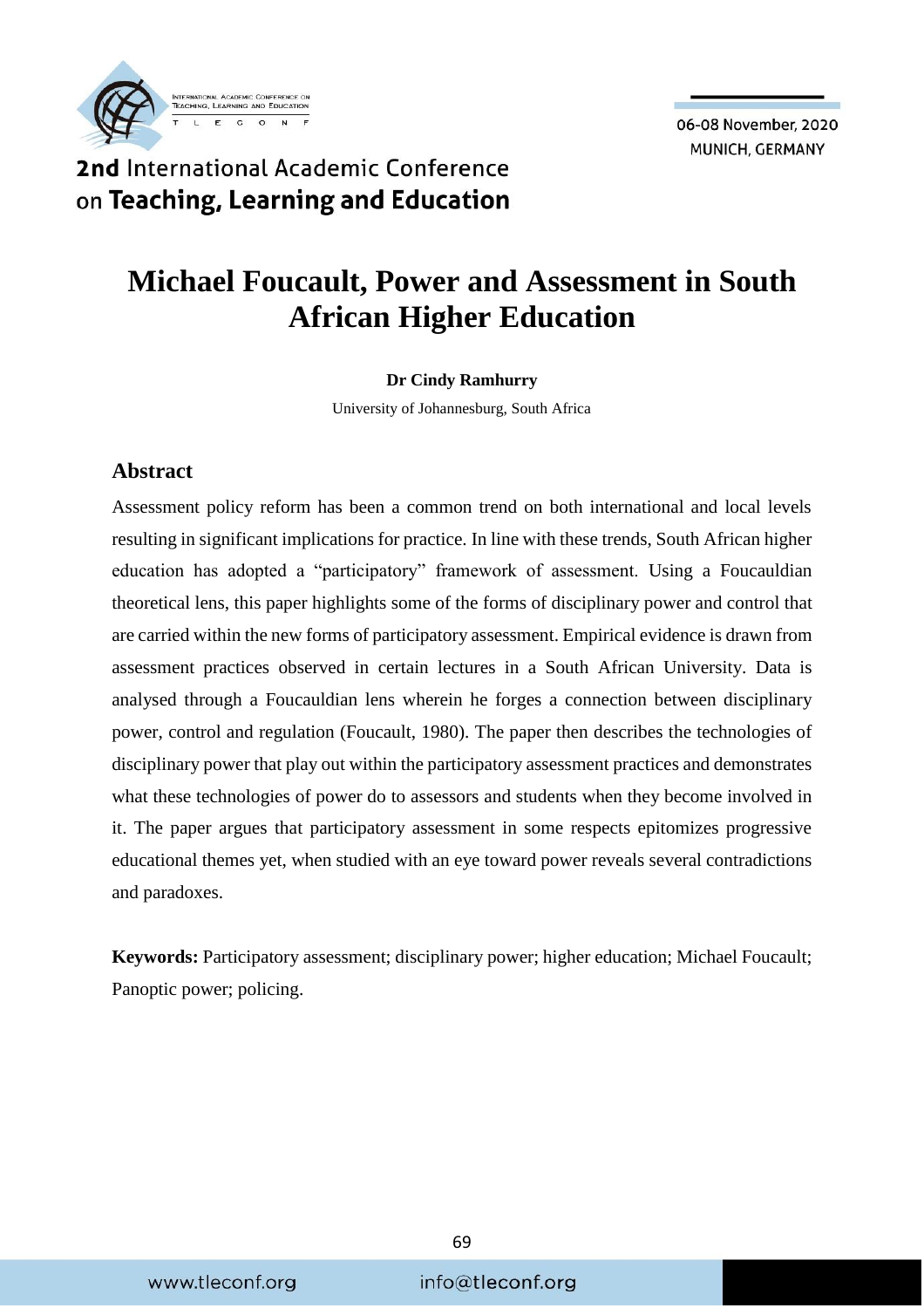# Michael Foucault, Power and Assessment in South African Higher Education

**Dr Cindy Ramhurry**

University of Johannesburg, South Africa

## Abstract

Assessment policy reform has been a common trend on both international and local levels resulting in significant implications for practice. In line with these trends, South African higher education has adopted a "participatory" framework of assessment. Using a Foucauldian theoretical lens, this paper highlights some of the forms of disciplinary power and control that are carried within the new forms of participatory assessment. Empirical evidence is drawn from assessment practices observed in certain lectures in a South African University. Data is analysed through a Foucauldian lens wherein he forges a connection between disciplinary power, control and regulation (Foucault, 1980). The paper then describes the technologies of disciplinary power that play out within the participatory assessment practices and demonstrates what these technologies of power do to assessors and students when they become involved in it. The paper argues that participatory assessment in some respects epitomizes progressive educational themes yet, when studied with an eye toward power reveals several contradictions and paradoxes.

**Keywords:** Participatory assessment; disciplinary power; higher education; Michael Foucault; Panoptic power; policing.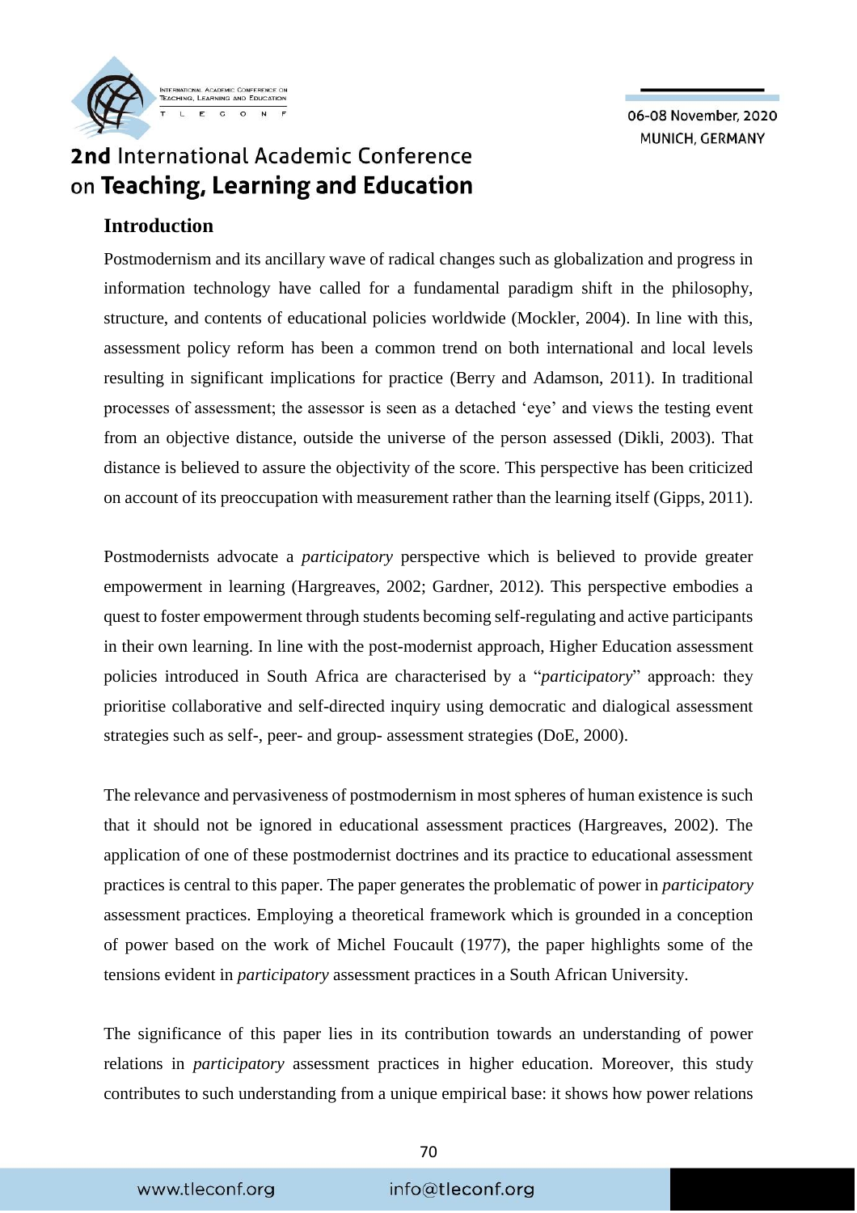## Introduction

Postmodernism and its ancillary wave of radical changes such as globalization and progress in information technology have called for a fundamental paradigm shift in the philosophy, structure, and contents of educational policies worldwide (Mockler, 2004). In line with this, assessment policy reform has been a common trend on both international and local levels resulting in significant implications for practice (Berry and Adamson, 2011). In traditional processes of assessment; the assessor is seen as a detached 'eye' and views the testing event from an objective distance, outside the universe of the person assessed (Dikli, 2003). That distance is believed to assure the objectivity of the score. This perspective has been criticized on account of its preoccupation with measurement rather than the learning itself (Gipps, 2011).

Postmodernists advocate a *participatory* perspective which is believed to provide greater empowerment in learning (Hargreaves, 2002; Gardner, 2012). This perspective embodies a quest to foster empowerment through students becoming self-regulating and active participants in their own learning. In line with the post-modernist approach, Higher Education assessment policies introduced in South Africa are characterised by a "*participatory*" approach: they prioritise collaborative and self-directed inquiry using democratic and dialogical assessment strategies such as self-, peer- and group- assessment strategies (DoE, 2000).

The relevance and pervasiveness of postmodernism in most spheres of human existence is such that it should not be ignored in educational assessment practices (Hargreaves, 2002). The application of one of these postmodernist doctrines and its practice to educational assessment practices is central to this paper. The paper generates the problematic of power in *participatory* assessment practices. Employing a theoretical framework which is grounded in a conception of power based on the work of Michel Foucault (1977), the paper highlights some of the tensions evident in *participatory* assessment practices in a South African University.

The significance of this paper lies in its contribution towards an understanding of power relations in *participatory* assessment practices in higher education. Moreover, this study contributes to such understanding from a unique empirical base: it shows how power relations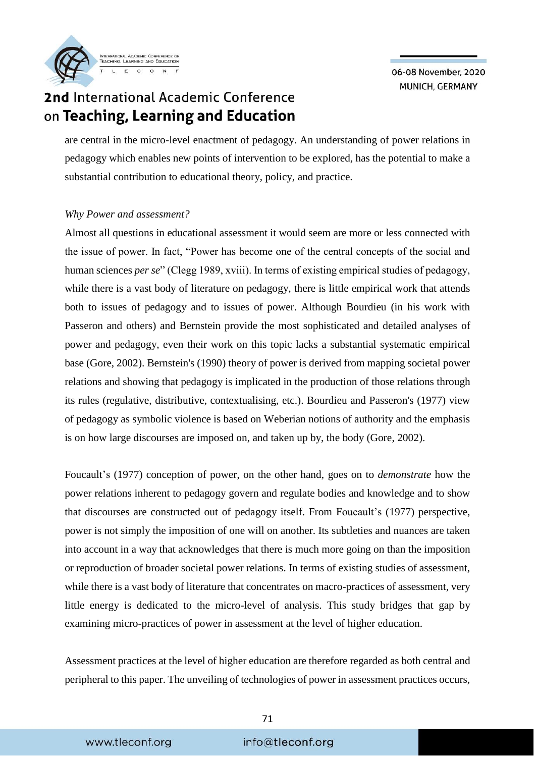are central in the micro-level enactment of pedagogy. An understanding of power relations in pedagogy which enables new points of intervention to be explored, has the potential to make a substantial contribution to educational theory, policy, and practice.

*Why Power and assessment?*

Almost all questions in educational assessment it would seem are more or less connected with the issue of power. In fact, "Power has become one of the central concepts of the social and human sciences *per se*" (Clegg 1989, xviii). In terms of existing empirical studies of pedagogy, while there is a vast body of literature on pedagogy, there is little empirical work that attends both to issues of pedagogy and to issues of power. Although Bourdieu (in his work with Passeron and others) and Bernstein provide the most sophisticated and detailed analyses of power and pedagogy, even their work on this topic lacks a substantial systematic empirical base (Gore, 2002). Bernstein's (1990) theory of power is derived from mapping societal power relations and showing that pedagogy is implicated in the production of those relations through its rules (regulative, distributive, contextualising, etc.). Bourdieu and Passeron's (1977) view of pedagogy as symbolic violence is based on Weberian notions of authority and the emphasis is on how large discourses are imposed on, and taken up by, the body (Gore, 2002).

Foucault's (1977) conception of power, on the other hand, goes on to *demonstrate* how the power relations inherent to pedagogy govern and regulate bodies and knowledge and to show that discourses are constructed out of pedagogy itself. From Foucault's (1977) perspective, power is not simply the imposition of one will on another. Its subtleties and nuances are taken into account in a way that acknowledges that there is much more going on than the imposition or reproduction of broader societal power relations. In terms of existing studies of assessment, while there is a vast body of literature that concentrates on macro-practices of assessment, very little energy is dedicated to the micro-level of analysis. This study bridges that gap by examining micro-practices of power in assessment at the level of higher education.

Assessment practices at the level of higher education are therefore regarded as both central and peripheral to this paper. The unveiling of technologies of power in assessment practices occurs,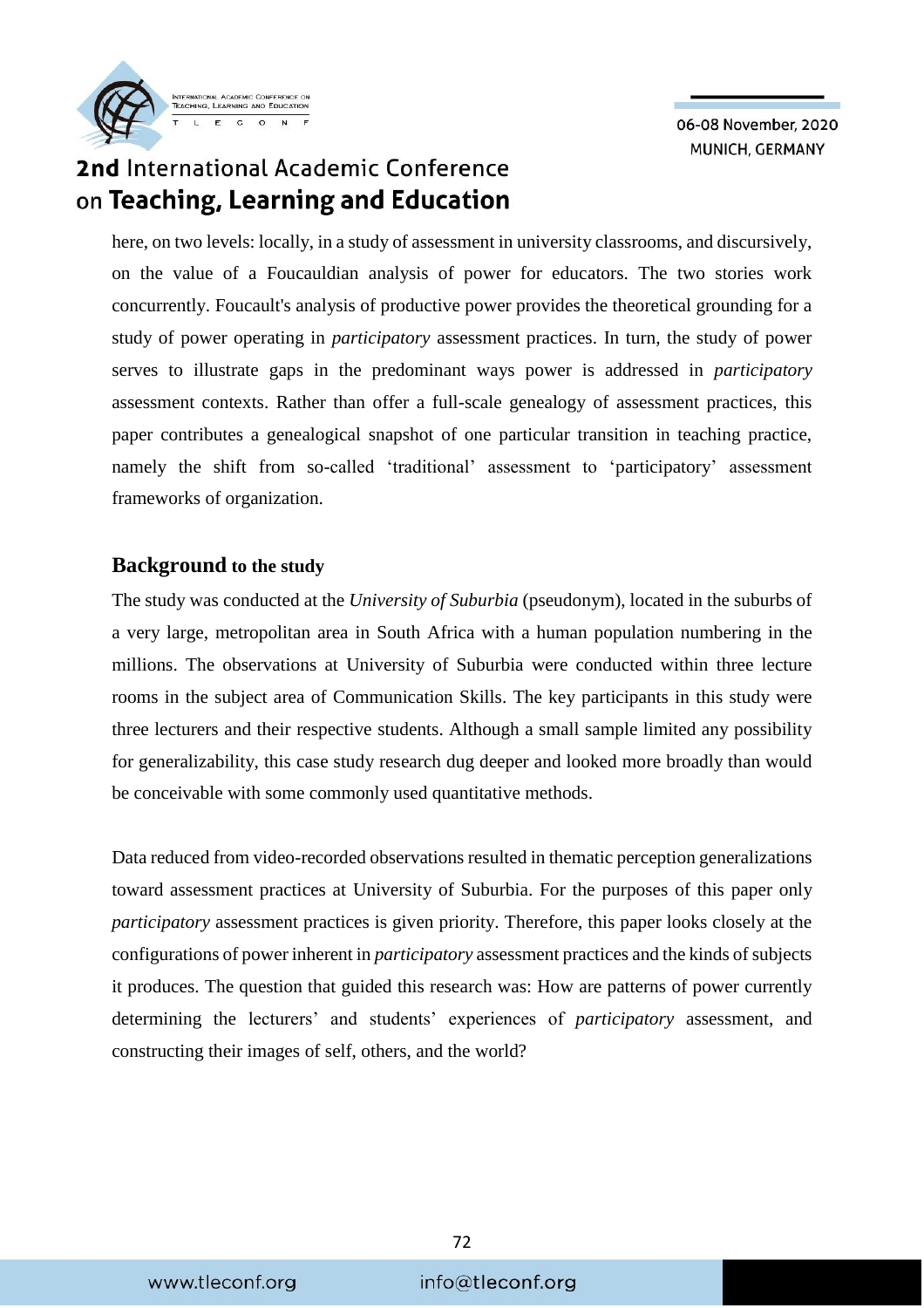here, on two levels: locally, in a study of assessment in university classrooms, and discursively, on the value of a Foucauldian analysis of power for educators. The two stories work concurrently. Foucault's analysis of productive power provides the theoretical grounding for a study of power operating in *participatory* assessment practices. In turn, the study of power serves to illustrate gaps in the predominant ways power is addressed in *participatory* assessment contexts. Rather than offer a full-scale genealogy of assessment practices, this paper contributes a genealogical snapshot of one particular transition in teaching practice, namely the shift from so-called 'traditional' assessment to 'participatory' assessment frameworks of organization.

## Background to the study

The study was conducted at the *University of Suburbia* (pseudonym), located in the suburbs of a very large, metropolitan area in South Africa with a human population numbering in the millions. The observations at University of Suburbia were conducted within three lecture rooms in the subject area of Communication Skills. The key participants in this study were three lecturers and their respective students. Although a small sample limited any possibility for generalizability, this case study research dug deeper and looked more broadly than would be conceivable with some commonly used quantitative methods.

Data reduced from video-recorded observations resulted in thematic perception generalizations toward assessment practices at University of Suburbia. For the purposes of this paper only *participatory* assessment practices is given priority. Therefore, this paper looks closely at the configurations of power inherent in *participatory* assessment practices and the kinds of subjects it produces. The question that guided this research was: How are patterns of power currently determining the lecturers' and students' experiences of *participatory* assessment, and constructing their images of self, others, and the world?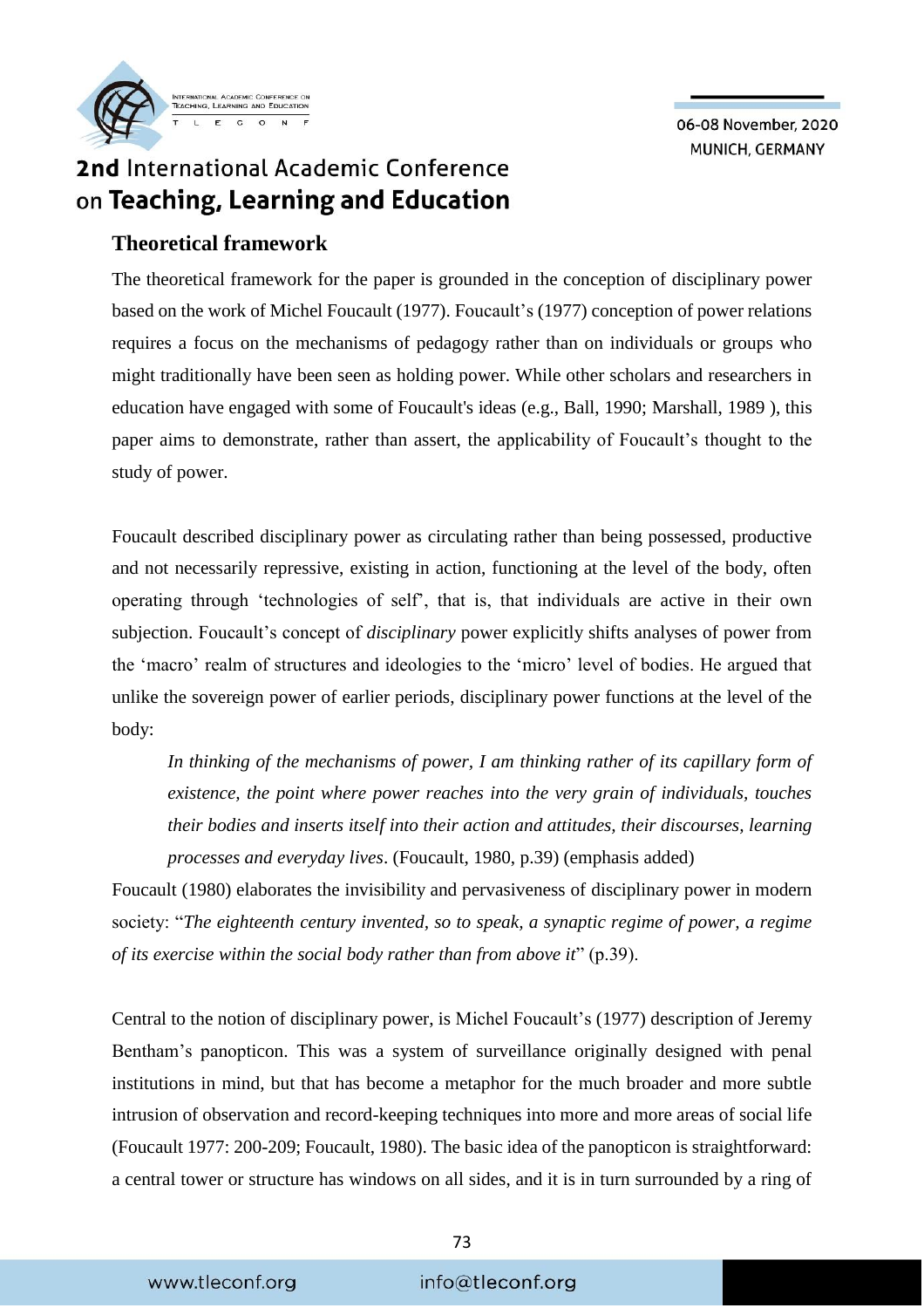## Theoretical framework

The theoretical framework for the paper is grounded in the conception of disciplinary power based on the work of Michel Foucault (1977). Foucault's (1977) conception of power relations requires a focus on the mechanisms of pedagogy rather than on individuals or groups who might traditionally have been seen as holding power. While other scholars and researchers in education have engaged with some of Foucault's ideas (e.g., Ball, 1990; Marshall, 1989 ), this paper aims to demonstrate, rather than assert, the applicability of Foucault's thought to the study of power.

Foucault described disciplinary power as circulating rather than being possessed, productive and not necessarily repressive, existing in action, functioning at the level of the body, often operating through 'technologies of self', that is, that individuals are active in their own subjection. Foucault's concept of *disciplinary* power explicitly shifts analyses of power from the 'macro' realm of structures and ideologies to the 'micro' level of bodies. He argued that unlike the sovereign power of earlier periods, disciplinary power functions at the level of the body:

> *In thinking of the mechanisms of power, I am thinking rather of its capillary form of existence, the point where power reaches into the very grain of individuals, touches their bodies and inserts itself into their action and attitudes, their discourses, learning processes and everyday lives*. (Foucault, 1980, p.39) (emphasis added)

Foucault (1980) elaborates the invisibility and pervasiveness of disciplinary power in modern society: "*The eighteenth century invented, so to speak, a synaptic regime of power, a regime of its exercise within the social body rather than from above it*" (p.39).

Central to the notion of disciplinary power, is Michel Foucault's (1977) description of Jeremy Bentham's panopticon. This was a system of surveillance originally designed with penal institutions in mind, but that has become a metaphor for the much broader and more subtle intrusion of observation and record-keeping techniques into more and more areas of social life (Foucault 1977: 200-209; Foucault, 1980). The basic idea of the panopticon is straightforward: a central tower or structure has windows on all sides, and it is in turn surrounded by a ring of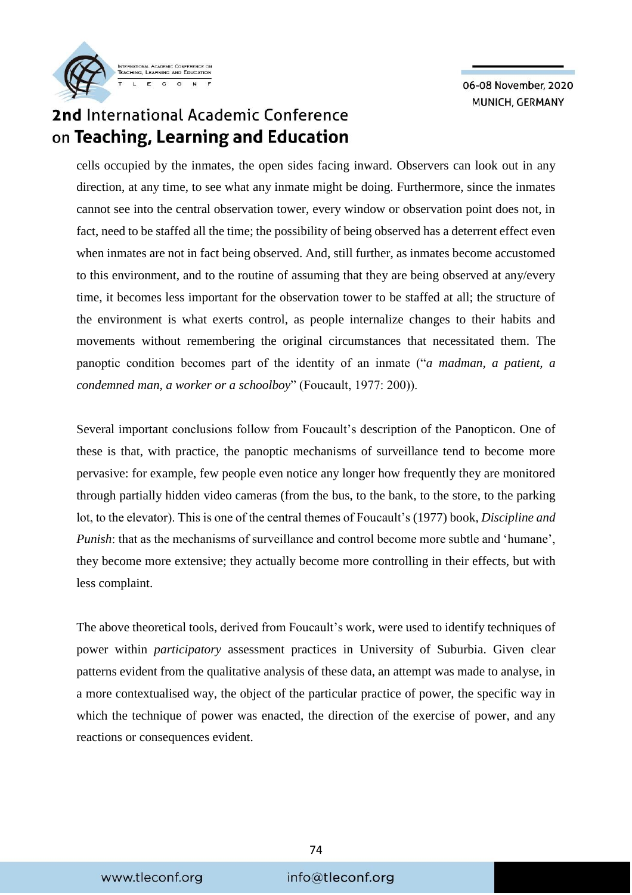cells occupied by the inmates, the open sides facing inward. Observers can look out in any direction, at any time, to see what any inmate might be doing. Furthermore, since the inmates cannot see into the central observation tower, every window or observation point does not, in fact, need to be staffed all the time; the possibility of being observed has a deterrent effect even when inmates are not in fact being observed. And, still further, as inmates become accustomed to this environment, and to the routine of assuming that they are being observed at any/every time, it becomes less important for the observation tower to be staffed at all; the structure of the environment is what exerts control, as people internalize changes to their habits and movements without remembering the original circumstances that necessitated them. The panoptic condition becomes part of the identity of an inmate ("*a madman, a patient, a condemned man, a worker or a schoolboy*" (Foucault, 1977: 200)).

Several important conclusions follow from Foucault's description of the Panopticon. One of these is that, with practice, the panoptic mechanisms of surveillance tend to become more pervasive: for example, few people even notice any longer how frequently they are monitored through partially hidden video cameras (from the bus, to the bank, to the store, to the parking lot, to the elevator). This is one of the central themes of Foucault's (1977) book, *Discipline and Punish*: that as the mechanisms of surveillance and control become more subtle and 'humane', they become more extensive; they actually become more controlling in their effects, but with less complaint.

The above theoretical tools, derived from Foucault's work, were used to identify techniques of power within *participatory* assessment practices in University of Suburbia. Given clear patterns evident from the qualitative analysis of these data, an attempt was made to analyse, in a more contextualised way, the object of the particular practice of power, the specific way in which the technique of power was enacted, the direction of the exercise of power, and any reactions or consequences evident.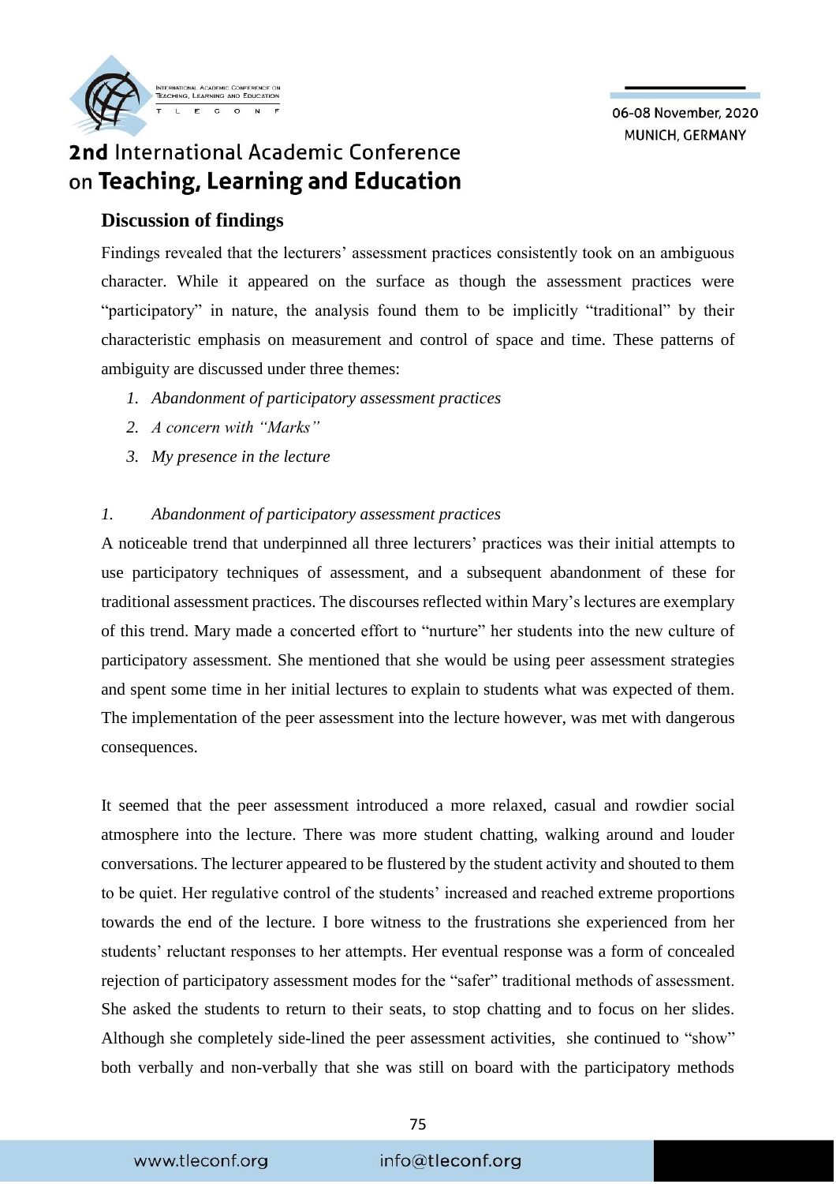## Discussion of findings

Findings revealed that the lecturers' assessment practices consistently took on an ambiguous character. While it appeared on the surface as though the assessment practices were "participatory" in nature, the analysis found them to be implicitly "traditional" by their characteristic emphasis on measurement and control of space and time. These patterns of ambiguity are discussed under three themes:

1. *Abandonment of participatory assessment practices*
2. *A concern with "Marks"*
3. *My presence in the lecture*

### 1. *Abandonment of participatory assessment practices*

A noticeable trend that underpinned all three lecturers' practices was their initial attempts to use participatory techniques of assessment, and a subsequent abandonment of these for traditional assessment practices. The discourses reflected within Mary's lectures are exemplary of this trend. Mary made a concerted effort to "nurture" her students into the new culture of participatory assessment. She mentioned that she would be using peer assessment strategies and spent some time in her initial lectures to explain to students what was expected of them. The implementation of the peer assessment into the lecture however, was met with dangerous consequences.

It seemed that the peer assessment introduced a more relaxed, casual and rowdier social atmosphere into the lecture. There was more student chatting, walking around and louder conversations. The lecturer appeared to be flustered by the student activity and shouted to them to be quiet. Her regulative control of the students' increased and reached extreme proportions towards the end of the lecture. I bore witness to the frustrations she experienced from her students' reluctant responses to her attempts. Her eventual response was a form of concealed rejection of participatory assessment modes for the "safer" traditional methods of assessment. She asked the students to return to their seats, to stop chatting and to focus on her slides. Although she completely side-lined the peer assessment activities, she continued to "show" both verbally and non-verbally that she was still on board with the participatory methods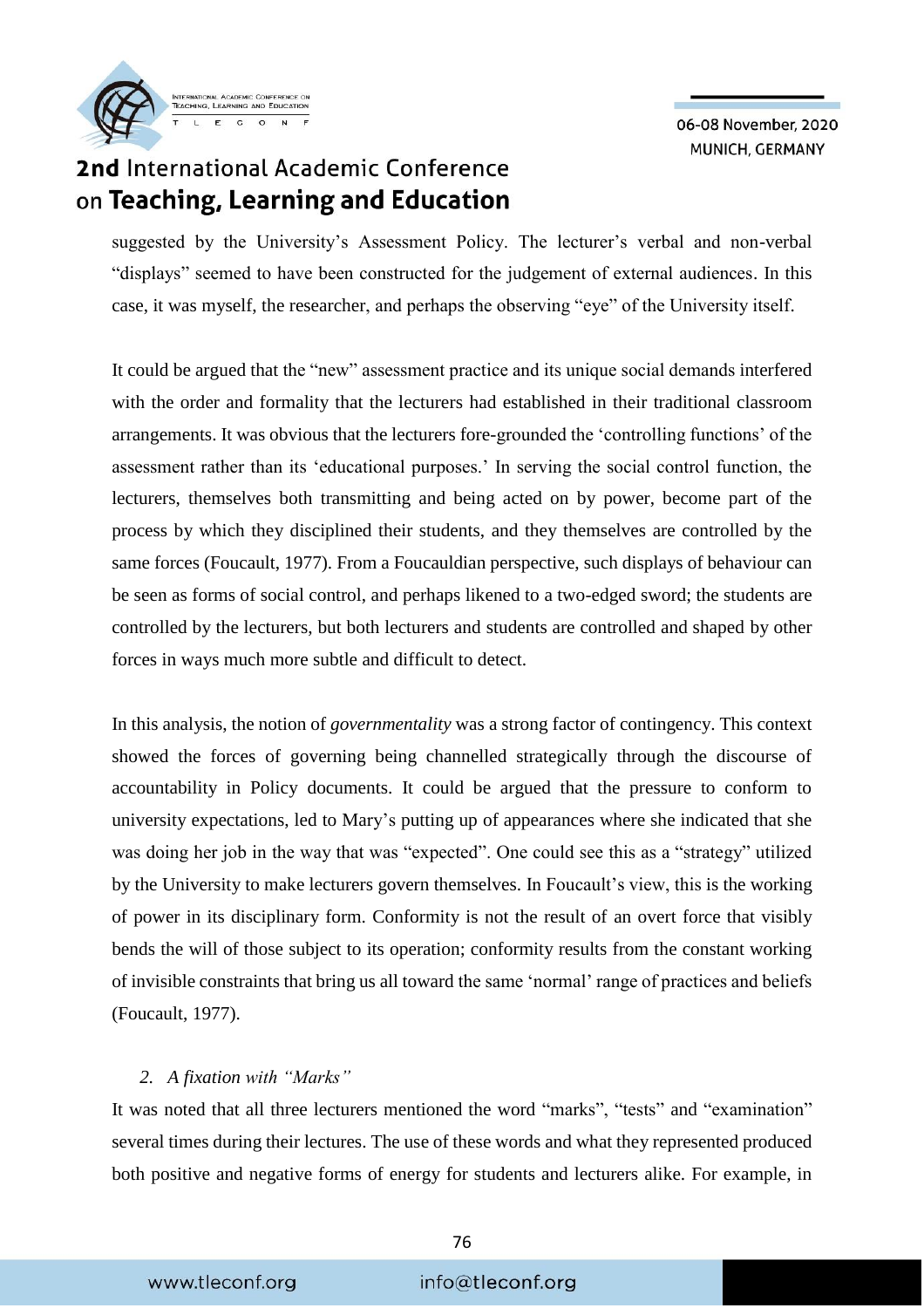suggested by the University's Assessment Policy. The lecturer's verbal and non-verbal "displays" seemed to have been constructed for the judgement of external audiences. In this case, it was myself, the researcher, and perhaps the observing "eye" of the University itself.

It could be argued that the "new" assessment practice and its unique social demands interfered with the order and formality that the lecturers had established in their traditional classroom arrangements. It was obvious that the lecturers fore-grounded the 'controlling functions' of the assessment rather than its 'educational purposes.' In serving the social control function, the lecturers, themselves both transmitting and being acted on by power, become part of the process by which they disciplined their students, and they themselves are controlled by the same forces (Foucault, 1977). From a Foucauldian perspective, such displays of behaviour can be seen as forms of social control, and perhaps likened to a two-edged sword; the students are controlled by the lecturers, but both lecturers and students are controlled and shaped by other forces in ways much more subtle and difficult to detect.

In this analysis, the notion of *governmentality* was a strong factor of contingency. This context showed the forces of governing being channelled strategically through the discourse of accountability in Policy documents. It could be argued that the pressure to conform to university expectations, led to Mary's putting up of appearances where she indicated that she was doing her job in the way that was "expected". One could see this as a "strategy" utilized by the University to make lecturers govern themselves. In Foucault's view, this is the working of power in its disciplinary form. Conformity is not the result of an overt force that visibly bends the will of those subject to its operation; conformity results from the constant working of invisible constraints that bring us all toward the same 'normal' range of practices and beliefs (Foucault, 1977).

*2. A fixation with "Marks"*

It was noted that all three lecturers mentioned the word "marks", "tests" and "examination" several times during their lectures. The use of these words and what they represented produced both positive and negative forms of energy for students and lecturers alike. For example, in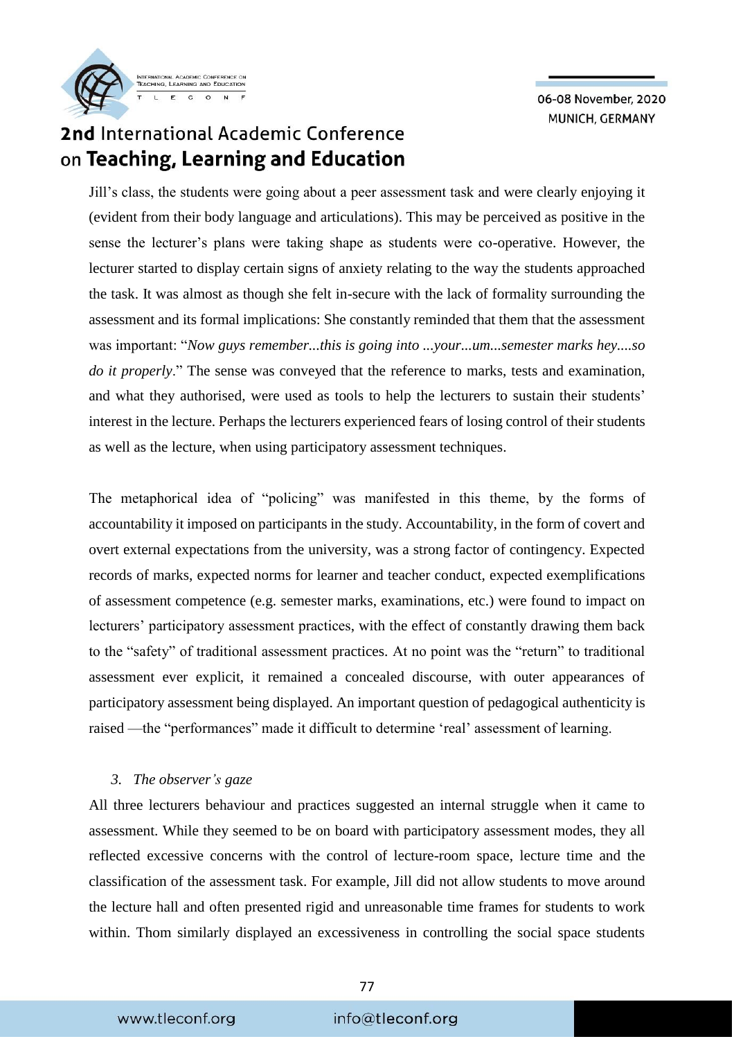Jill's class, the students were going about a peer assessment task and were clearly enjoying it (evident from their body language and articulations). This may be perceived as positive in the sense the lecturer's plans were taking shape as students were co-operative. However, the lecturer started to display certain signs of anxiety relating to the way the students approached the task. It was almost as though she felt in-secure with the lack of formality surrounding the assessment and its formal implications: She constantly reminded that them that the assessment was important: "*Now guys remember...this is going into ...your...um...semester marks hey....so do it properly*." The sense was conveyed that the reference to marks, tests and examination, and what they authorised, were used as tools to help the lecturers to sustain their students' interest in the lecture. Perhaps the lecturers experienced fears of losing control of their students as well as the lecture, when using participatory assessment techniques.

The metaphorical idea of "policing" was manifested in this theme, by the forms of accountability it imposed on participants in the study. Accountability, in the form of covert and overt external expectations from the university, was a strong factor of contingency. Expected records of marks, expected norms for learner and teacher conduct, expected exemplifications of assessment competence (e.g. semester marks, examinations, etc.) were found to impact on lecturers' participatory assessment practices, with the effect of constantly drawing them back to the "safety" of traditional assessment practices. At no point was the "return" to traditional assessment ever explicit, it remained a concealed discourse, with outer appearances of participatory assessment being displayed. An important question of pedagogical authenticity is raised —the "performances" made it difficult to determine 'real' assessment of learning.

3. *The observer's gaze*

All three lecturers behaviour and practices suggested an internal struggle when it came to assessment. While they seemed to be on board with participatory assessment modes, they all reflected excessive concerns with the control of lecture-room space, lecture time and the classification of the assessment task. For example, Jill did not allow students to move around the lecture hall and often presented rigid and unreasonable time frames for students to work within. Thom similarly displayed an excessiveness in controlling the social space students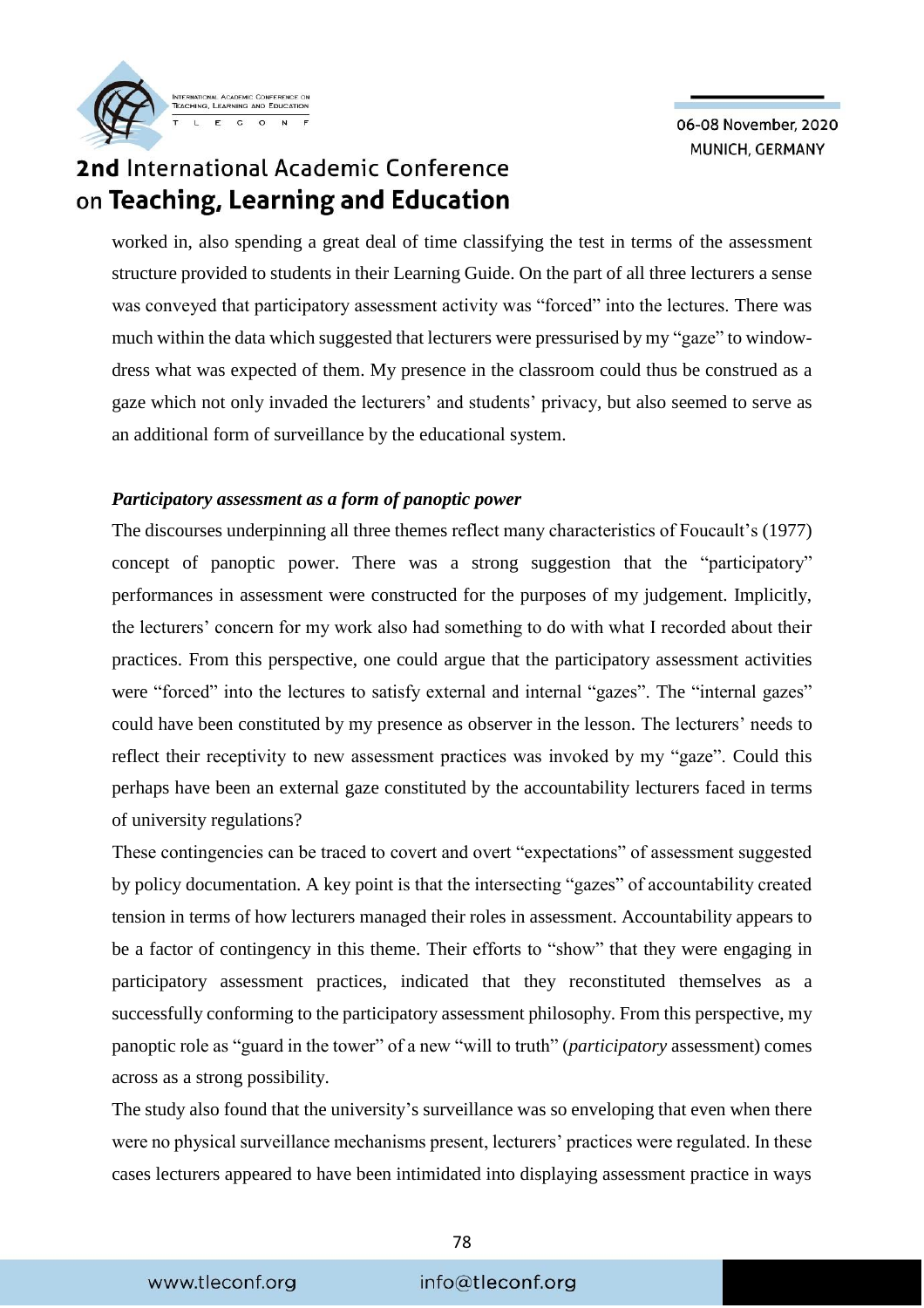worked in, also spending a great deal of time classifying the test in terms of the assessment structure provided to students in their Learning Guide. On the part of all three lecturers a sense was conveyed that participatory assessment activity was "forced" into the lectures. There was much within the data which suggested that lecturers were pressurised by my "gaze" to window-dress what was expected of them. My presence in the classroom could thus be construed as a gaze which not only invaded the lecturers' and students' privacy, but also seemed to serve as an additional form of surveillance by the educational system.

***Participatory assessment as a form of panoptic power***

The discourses underpinning all three themes reflect many characteristics of Foucault's (1977) concept of panoptic power. There was a strong suggestion that the "participatory" performances in assessment were constructed for the purposes of my judgement. Implicitly, the lecturers' concern for my work also had something to do with what I recorded about their practices. From this perspective, one could argue that the participatory assessment activities were "forced" into the lectures to satisfy external and internal "gazes". The "internal gazes" could have been constituted by my presence as observer in the lesson. The lecturers' needs to reflect their receptivity to new assessment practices was invoked by my "gaze". Could this perhaps have been an external gaze constituted by the accountability lecturers faced in terms of university regulations?

These contingencies can be traced to covert and overt "expectations" of assessment suggested by policy documentation. A key point is that the intersecting "gazes" of accountability created tension in terms of how lecturers managed their roles in assessment. Accountability appears to be a factor of contingency in this theme. Their efforts to "show" that they were engaging in participatory assessment practices, indicated that they reconstituted themselves as a successfully conforming to the participatory assessment philosophy. From this perspective, my panoptic role as "guard in the tower" of a new "will to truth" (*participatory* assessment) comes across as a strong possibility.

The study also found that the university's surveillance was so enveloping that even when there were no physical surveillance mechanisms present, lecturers' practices were regulated. In these cases lecturers appeared to have been intimidated into displaying assessment practice in ways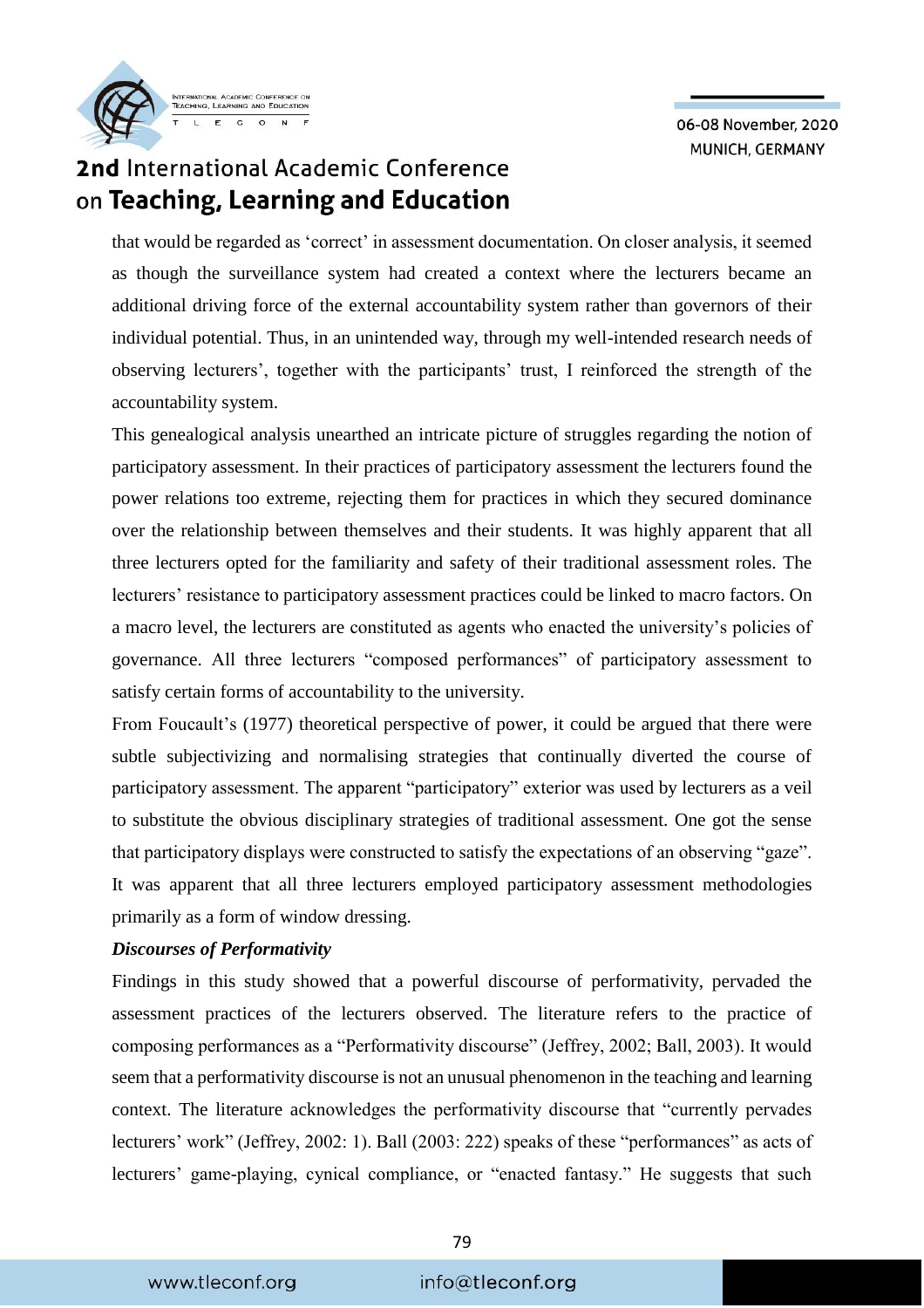that would be regarded as 'correct' in assessment documentation. On closer analysis, it seemed as though the surveillance system had created a context where the lecturers became an additional driving force of the external accountability system rather than governors of their individual potential. Thus, in an unintended way, through my well-intended research needs of observing lecturers', together with the participants' trust, I reinforced the strength of the accountability system.

This genealogical analysis unearthed an intricate picture of struggles regarding the notion of participatory assessment. In their practices of participatory assessment the lecturers found the power relations too extreme, rejecting them for practices in which they secured dominance over the relationship between themselves and their students. It was highly apparent that all three lecturers opted for the familiarity and safety of their traditional assessment roles. The lecturers' resistance to participatory assessment practices could be linked to macro factors. On a macro level, the lecturers are constituted as agents who enacted the university's policies of governance. All three lecturers "composed performances" of participatory assessment to satisfy certain forms of accountability to the university.

From Foucault's (1977) theoretical perspective of power, it could be argued that there were subtle subjectivizing and normalising strategies that continually diverted the course of participatory assessment. The apparent "participatory" exterior was used by lecturers as a veil to substitute the obvious disciplinary strategies of traditional assessment. One got the sense that participatory displays were constructed to satisfy the expectations of an observing "gaze". It was apparent that all three lecturers employed participatory assessment methodologies primarily as a form of window dressing.

***Discourses of Performativity***

Findings in this study showed that a powerful discourse of performativity, pervaded the assessment practices of the lecturers observed. The literature refers to the practice of composing performances as a "Performativity discourse" (Jeffrey, 2002; Ball, 2003). It would seem that a performativity discourse is not an unusual phenomenon in the teaching and learning context. The literature acknowledges the performativity discourse that "currently pervades lecturers' work" (Jeffrey, 2002: 1). Ball (2003: 222) speaks of these "performances" as acts of lecturers' game-playing, cynical compliance, or "enacted fantasy." He suggests that such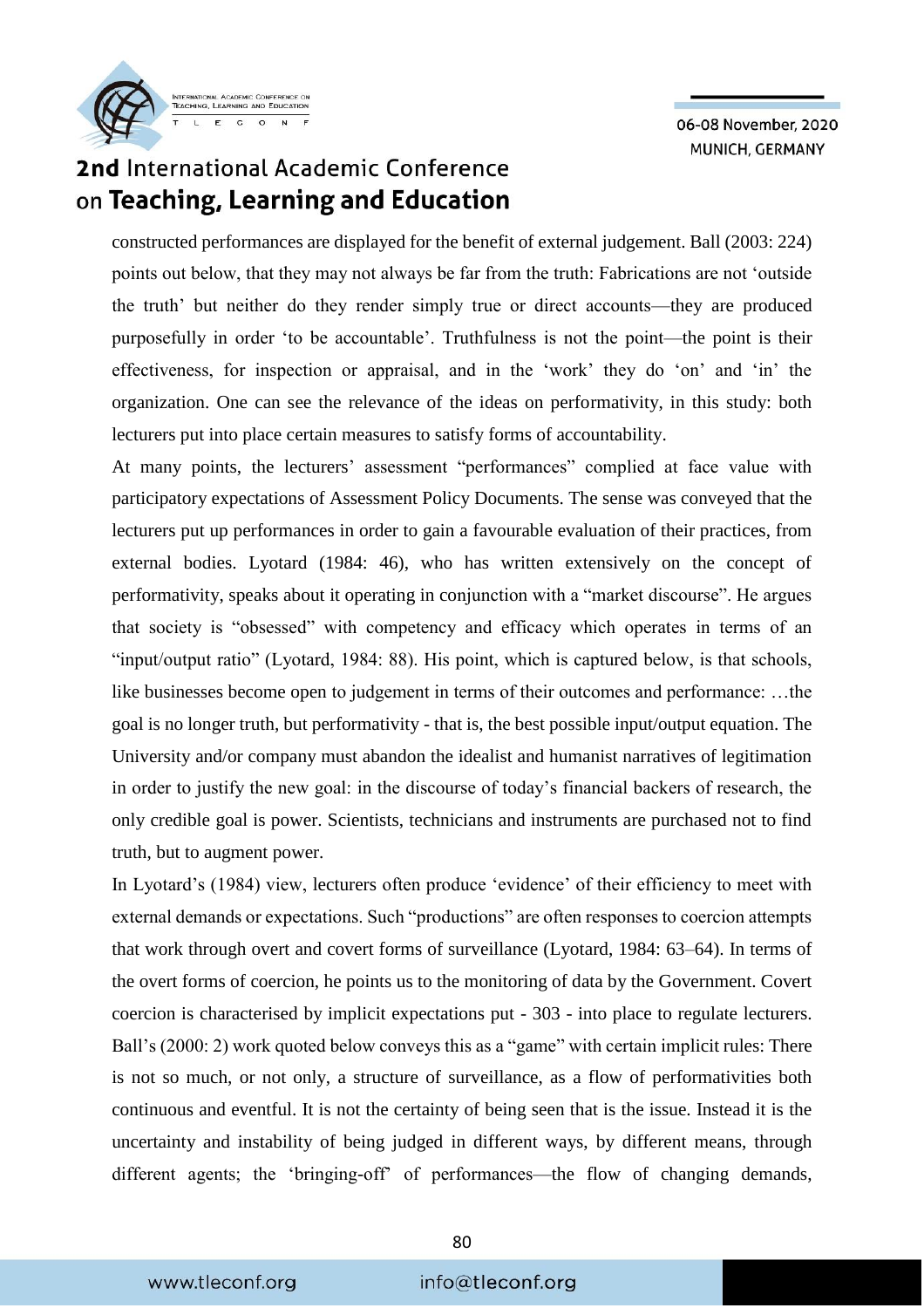constructed performances are displayed for the benefit of external judgement. Ball (2003: 224) points out below, that they may not always be far from the truth: Fabrications are not ‘outside the truth’ but neither do they render simply true or direct accounts—they are produced purposefully in order ‘to be accountable’. Truthfulness is not the point—the point is their effectiveness, for inspection or appraisal, and in the ‘work’ they do ‘on’ and ‘in’ the organization. One can see the relevance of the ideas on performativity, in this study: both lecturers put into place certain measures to satisfy forms of accountability.

At many points, the lecturers’ assessment “performances” complied at face value with participatory expectations of Assessment Policy Documents. The sense was conveyed that the lecturers put up performances in order to gain a favourable evaluation of their practices, from external bodies. Lyotard (1984: 46), who has written extensively on the concept of performativity, speaks about it operating in conjunction with a “market discourse”. He argues that society is “obsessed” with competency and efficacy which operates in terms of an “input/output ratio” (Lyotard, 1984: 88). His point, which is captured below, is that schools, like businesses become open to judgement in terms of their outcomes and performance: …the goal is no longer truth, but performativity - that is, the best possible input/output equation. The University and/or company must abandon the idealist and humanist narratives of legitimation in order to justify the new goal: in the discourse of today’s financial backers of research, the only credible goal is power. Scientists, technicians and instruments are purchased not to find truth, but to augment power.

In Lyotard’s (1984) view, lecturers often produce ‘evidence’ of their efficiency to meet with external demands or expectations. Such “productions” are often responses to coercion attempts that work through overt and covert forms of surveillance (Lyotard, 1984: 63–64). In terms of the overt forms of coercion, he points us to the monitoring of data by the Government. Covert coercion is characterised by implicit expectations put - 303 - into place to regulate lecturers. Ball’s (2000: 2) work quoted below conveys this as a “game” with certain implicit rules: There is not so much, or not only, a structure of surveillance, as a flow of performativities both continuous and eventful. It is not the certainty of being seen that is the issue. Instead it is the uncertainty and instability of being judged in different ways, by different means, through different agents; the ‘bringing-off’ of performances—the flow of changing demands,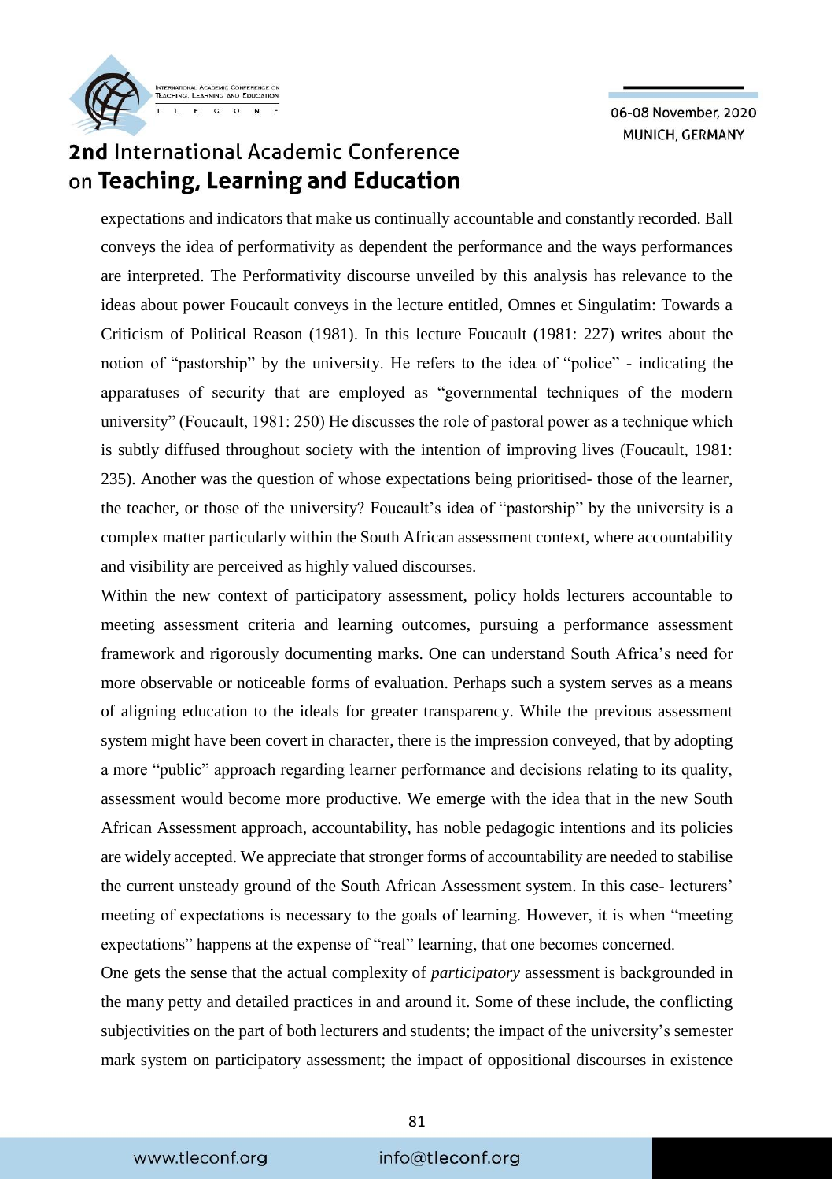expectations and indicators that make us continually accountable and constantly recorded. Ball conveys the idea of performativity as dependent the performance and the ways performances are interpreted. The Performativity discourse unveiled by this analysis has relevance to the ideas about power Foucault conveys in the lecture entitled, Omnes et Singulatim: Towards a Criticism of Political Reason (1981). In this lecture Foucault (1981: 227) writes about the notion of "pastorship" by the university. He refers to the idea of "police" - indicating the apparatuses of security that are employed as "governmental techniques of the modern university" (Foucault, 1981: 250) He discusses the role of pastoral power as a technique which is subtly diffused throughout society with the intention of improving lives (Foucault, 1981: 235). Another was the question of whose expectations being prioritised- those of the learner, the teacher, or those of the university? Foucault's idea of "pastorship" by the university is a complex matter particularly within the South African assessment context, where accountability and visibility are perceived as highly valued discourses.

Within the new context of participatory assessment, policy holds lecturers accountable to meeting assessment criteria and learning outcomes, pursuing a performance assessment framework and rigorously documenting marks. One can understand South Africa's need for more observable or noticeable forms of evaluation. Perhaps such a system serves as a means of aligning education to the ideals for greater transparency. While the previous assessment system might have been covert in character, there is the impression conveyed, that by adopting a more "public" approach regarding learner performance and decisions relating to its quality, assessment would become more productive. We emerge with the idea that in the new South African Assessment approach, accountability, has noble pedagogic intentions and its policies are widely accepted. We appreciate that stronger forms of accountability are needed to stabilise the current unsteady ground of the South African Assessment system. In this case- lecturers' meeting of expectations is necessary to the goals of learning. However, it is when "meeting expectations" happens at the expense of "real" learning, that one becomes concerned.

One gets the sense that the actual complexity of *participatory* assessment is backgrounded in the many petty and detailed practices in and around it. Some of these include, the conflicting subjectivities on the part of both lecturers and students; the impact of the university's semester mark system on participatory assessment; the impact of oppositional discourses in existence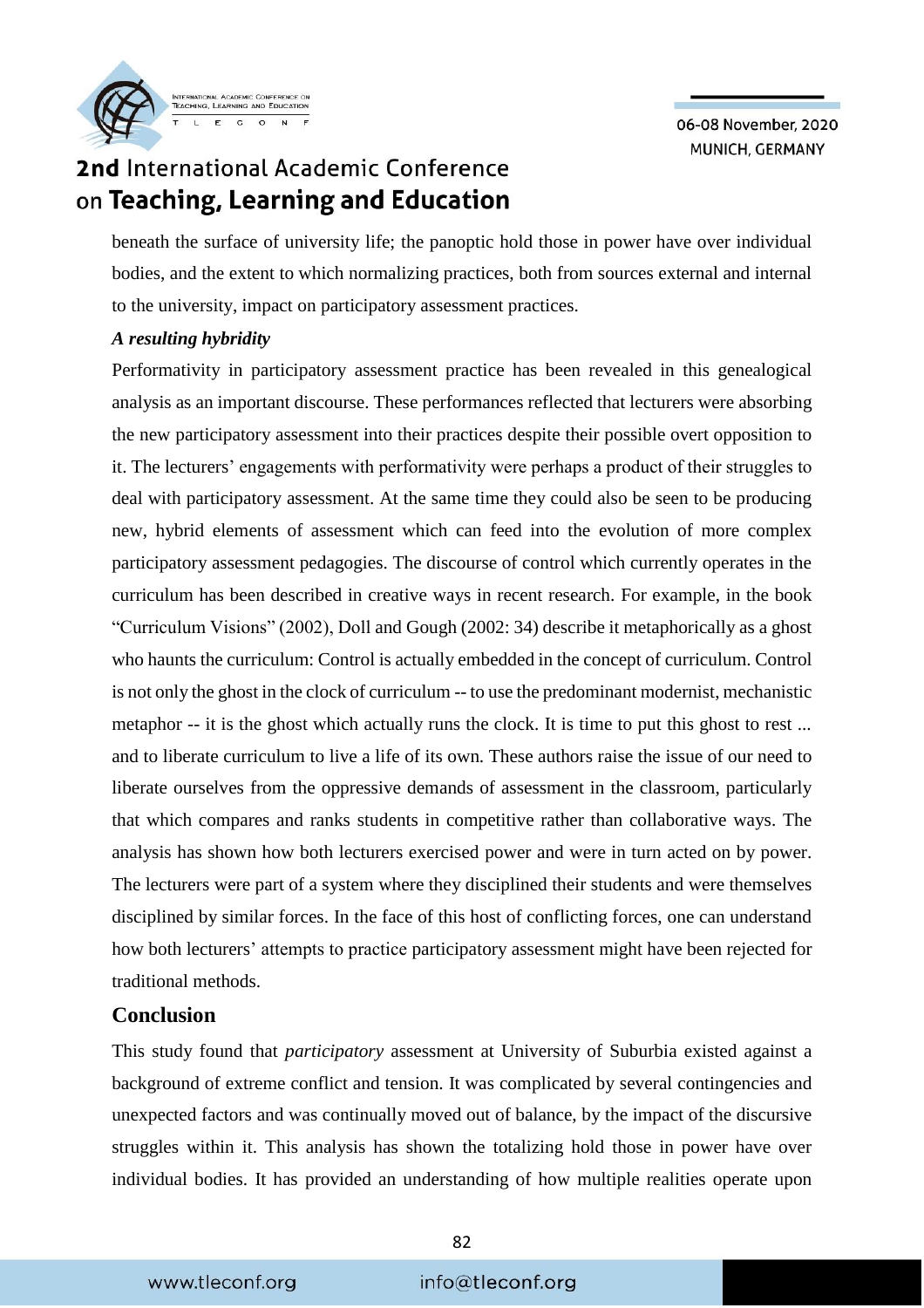beneath the surface of university life; the panoptic hold those in power have over individual bodies, and the extent to which normalizing practices, both from sources external and internal to the university, impact on participatory assessment practices.

***A resulting hybridity***

Performativity in participatory assessment practice has been revealed in this genealogical analysis as an important discourse. These performances reflected that lecturers were absorbing the new participatory assessment into their practices despite their possible overt opposition to it. The lecturers' engagements with performativity were perhaps a product of their struggles to deal with participatory assessment. At the same time they could also be seen to be producing new, hybrid elements of assessment which can feed into the evolution of more complex participatory assessment pedagogies. The discourse of control which currently operates in the curriculum has been described in creative ways in recent research. For example, in the book "Curriculum Visions" (2002), Doll and Gough (2002: 34) describe it metaphorically as a ghost who haunts the curriculum: Control is actually embedded in the concept of curriculum. Control is not only the ghost in the clock of curriculum -- to use the predominant modernist, mechanistic metaphor -- it is the ghost which actually runs the clock. It is time to put this ghost to rest ... and to liberate curriculum to live a life of its own. These authors raise the issue of our need to liberate ourselves from the oppressive demands of assessment in the classroom, particularly that which compares and ranks students in competitive rather than collaborative ways. The analysis has shown how both lecturers exercised power and were in turn acted on by power. The lecturers were part of a system where they disciplined their students and were themselves disciplined by similar forces. In the face of this host of conflicting forces, one can understand how both lecturers' attempts to practice participatory assessment might have been rejected for traditional methods.

## Conclusion

This study found that *participatory* assessment at University of Suburbia existed against a background of extreme conflict and tension. It was complicated by several contingencies and unexpected factors and was continually moved out of balance, by the impact of the discursive struggles within it. This analysis has shown the totalizing hold those in power have over individual bodies. It has provided an understanding of how multiple realities operate upon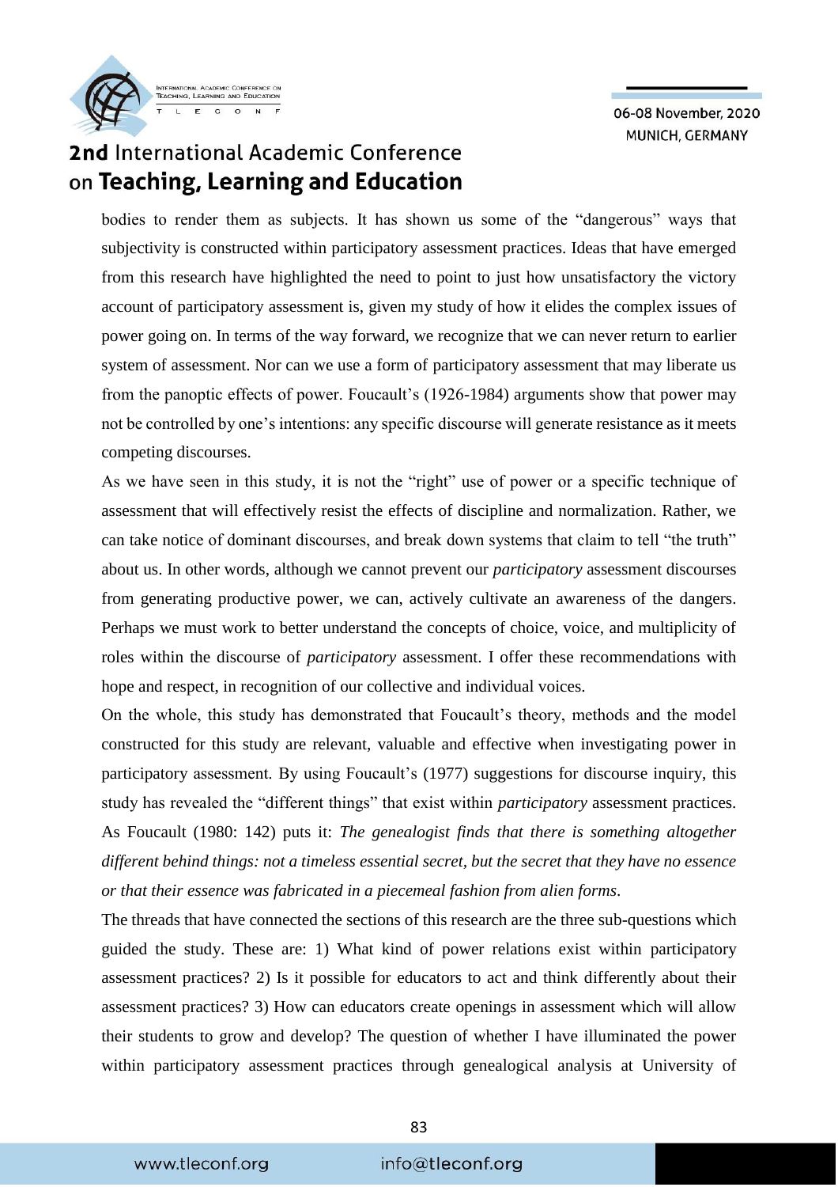bodies to render them as subjects. It has shown us some of the "dangerous" ways that subjectivity is constructed within participatory assessment practices. Ideas that have emerged from this research have highlighted the need to point to just how unsatisfactory the victory account of participatory assessment is, given my study of how it elides the complex issues of power going on. In terms of the way forward, we recognize that we can never return to earlier system of assessment. Nor can we use a form of participatory assessment that may liberate us from the panoptic effects of power. Foucault's (1926-1984) arguments show that power may not be controlled by one's intentions: any specific discourse will generate resistance as it meets competing discourses.

As we have seen in this study, it is not the "right" use of power or a specific technique of assessment that will effectively resist the effects of discipline and normalization. Rather, we can take notice of dominant discourses, and break down systems that claim to tell "the truth" about us. In other words, although we cannot prevent our *participatory* assessment discourses from generating productive power, we can, actively cultivate an awareness of the dangers. Perhaps we must work to better understand the concepts of choice, voice, and multiplicity of roles within the discourse of *participatory* assessment. I offer these recommendations with hope and respect, in recognition of our collective and individual voices.

On the whole, this study has demonstrated that Foucault's theory, methods and the model constructed for this study are relevant, valuable and effective when investigating power in participatory assessment. By using Foucault's (1977) suggestions for discourse inquiry, this study has revealed the "different things" that exist within *participatory* assessment practices. As Foucault (1980: 142) puts it: *The genealogist finds that there is something altogether different behind things: not a timeless essential secret, but the secret that they have no essence or that their essence was fabricated in a piecemeal fashion from alien forms*.

The threads that have connected the sections of this research are the three sub-questions which guided the study. These are: 1) What kind of power relations exist within participatory assessment practices? 2) Is it possible for educators to act and think differently about their assessment practices? 3) How can educators create openings in assessment which will allow their students to grow and develop? The question of whether I have illuminated the power within participatory assessment practices through genealogical analysis at University of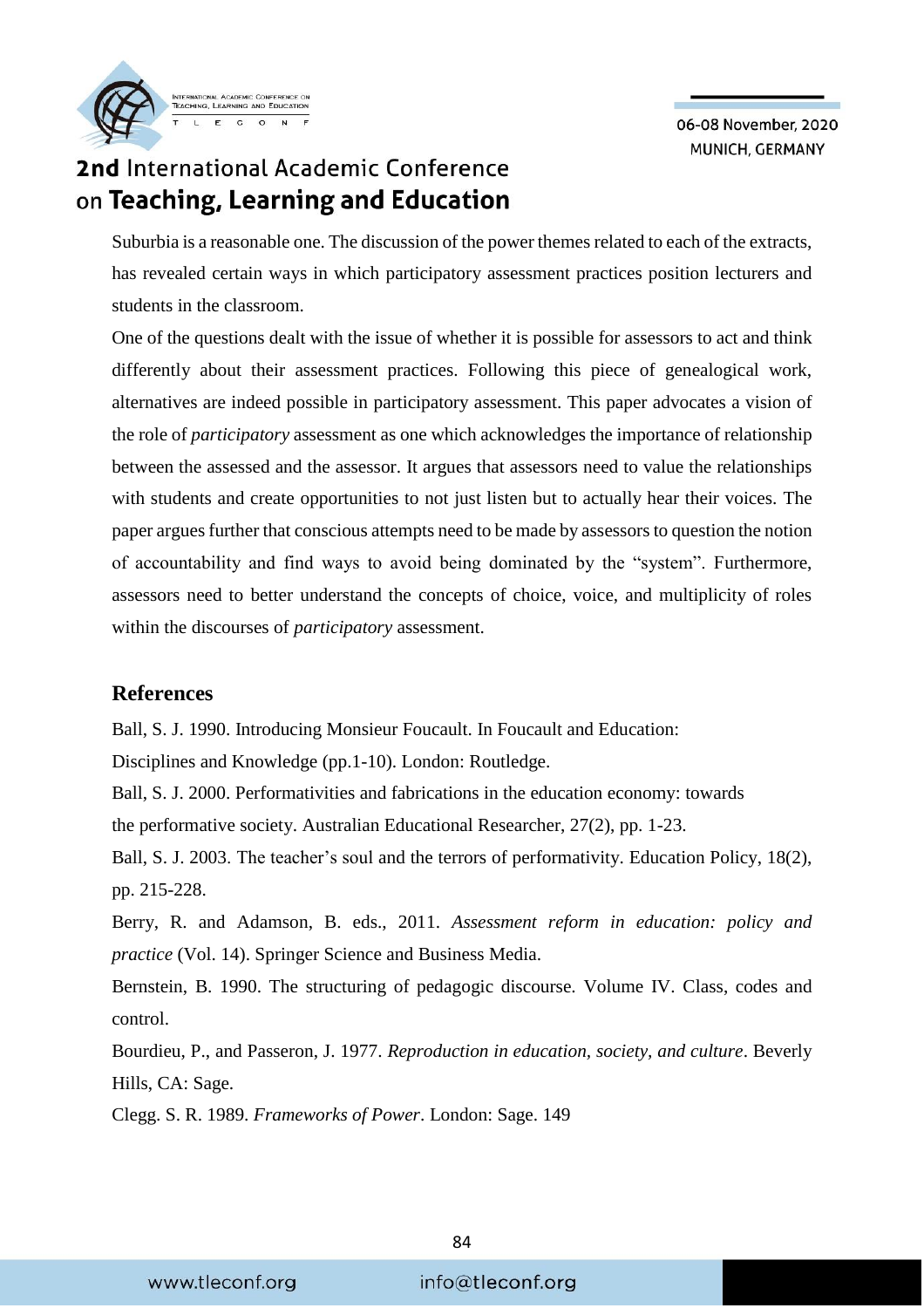Suburbia is a reasonable one. The discussion of the power themes related to each of the extracts, has revealed certain ways in which participatory assessment practices position lecturers and students in the classroom.

One of the questions dealt with the issue of whether it is possible for assessors to act and think differently about their assessment practices. Following this piece of genealogical work, alternatives are indeed possible in participatory assessment. This paper advocates a vision of the role of *participatory* assessment as one which acknowledges the importance of relationship between the assessed and the assessor. It argues that assessors need to value the relationships with students and create opportunities to not just listen but to actually hear their voices. The paper argues further that conscious attempts need to be made by assessors to question the notion of accountability and find ways to avoid being dominated by the "system". Furthermore, assessors need to better understand the concepts of choice, voice, and multiplicity of roles within the discourses of *participatory* assessment.

## References

Ball, S. J. 1990. Introducing Monsieur Foucault. In Foucault and Education: Disciplines and Knowledge (pp.1-10). London: Routledge.

Ball, S. J. 2000. Performativities and fabrications in the education economy: towards the performative society. Australian Educational Researcher, 27(2), pp. 1-23.

Ball, S. J. 2003. The teacher's soul and the terrors of performativity. Education Policy, 18(2), pp. 215-228.

Berry, R. and Adamson, B. eds., 2011. *Assessment reform in education: policy and practice* (Vol. 14). Springer Science and Business Media.

Bernstein, B. 1990. The structuring of pedagogic discourse. Volume IV. Class, codes and control.

Bourdieu, P., and Passeron, J. 1977. *Reproduction in education, society, and culture*. Beverly Hills, CA: Sage.

Clegg. S. R. 1989. *Frameworks of Power*. London: Sage. 149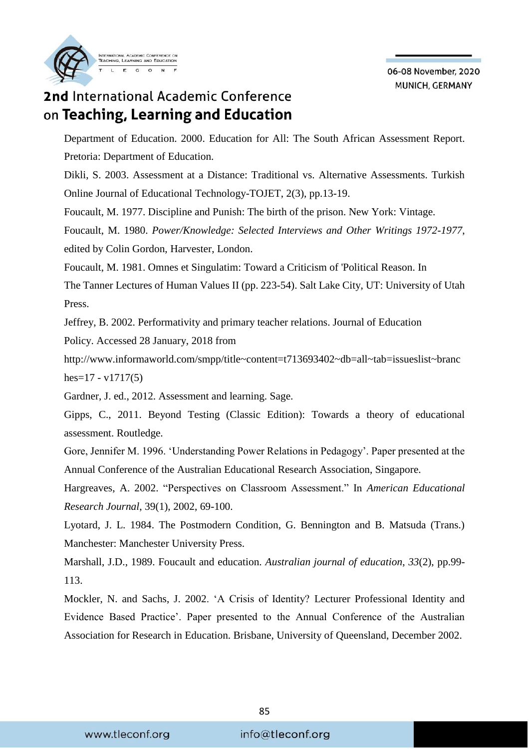Department of Education. 2000. Education for All: The South African Assessment Report. Pretoria: Department of Education.

Dikli, S. 2003. Assessment at a Distance: Traditional vs. Alternative Assessments. Turkish Online Journal of Educational Technology-TOJET, 2(3), pp.13-19.

Foucault, M. 1977. Discipline and Punish: The birth of the prison. New York: Vintage.

Foucault, M. 1980. *Power/Knowledge: Selected Interviews and Other Writings 1972-1977*, edited by Colin Gordon, Harvester, London.

Foucault, M. 1981. Omnes et Singulatim: Toward a Criticism of 'Political Reason. In The Tanner Lectures of Human Values II (pp. 223-54). Salt Lake City, UT: University of Utah Press.

Jeffrey, B. 2002. Performativity and primary teacher relations. Journal of Education Policy. Accessed 28 January, 2018 from http://www.informaworld.com/smpp/title~content=t713693402~db=all~tab=issueslist~branches=17 - v1717(5)

Gardner, J. ed., 2012. Assessment and learning. Sage.

Gipps, C., 2011. Beyond Testing (Classic Edition): Towards a theory of educational assessment. Routledge.

Gore, Jennifer M. 1996. 'Understanding Power Relations in Pedagogy'. Paper presented at the Annual Conference of the Australian Educational Research Association, Singapore.

Hargreaves, A. 2002. "Perspectives on Classroom Assessment." In *American Educational Research Journal*, 39(1), 2002, 69-100.

Lyotard, J. L. 1984. The Postmodern Condition, G. Bennington and B. Matsuda (Trans.) Manchester: Manchester University Press.

Marshall, J.D., 1989. Foucault and education. *Australian journal of education*, *33*(2), pp.99-113.

Mockler, N. and Sachs, J. 2002. 'A Crisis of Identity? Lecturer Professional Identity and Evidence Based Practice'. Paper presented to the Annual Conference of the Australian Association for Research in Education. Brisbane, University of Queensland, December 2002.